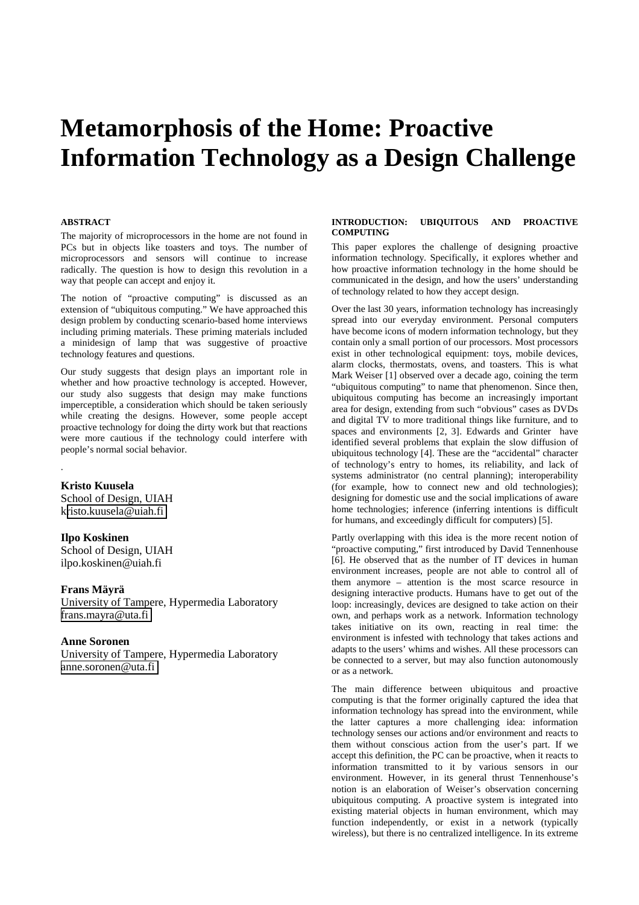# Metamorphosis of the Home: Proactive Information Technology as a Design Challenge

**ABSTRACT**

The majority of microprocessors in the home are not found in PCs but in objects like toasters and toys. The number of microprocessors and sensors will continue to increase radically. The question is how to design this revolution in a way that people can accept and enjoy it.

The notion of "proactive computing" is discussed as an extension of "ubiquitous computing." We have approached this design problem by conducting scenario-based home interviews including priming materials. These priming materials included a minidesign of lamp that was suggestive of proactive technology features and questions.

Our study suggests that design plays an important role in whether and how proactive technology is accepted. However, our study also suggests that design may make functions imperceptible, a consideration which should be taken seriously while creating the designs. However, some people accept proactive technology for doing the dirty work but that reactions were more cautious if the technology could interfere with people's normal social behavior.

.

**Kristo Kuusela**
School of Design, UIAH
kristo.kuusela@uiah.fi

**Ilpo Koskinen**
School of Design, UIAH
ilpo.koskinen@uiah.fi

**Frans Mäyrä**
University of Tampere, Hypermedia Laboratory
frans.mayra@uta.fi

**Anne Soronen**
University of Tampere, Hypermedia Laboratory
anne.soronen@uta.fi

**INTRODUCTION: UBIQUITOUS AND PROACTIVE COMPUTING**

This paper explores the challenge of designing proactive information technology. Specifically, it explores whether and how proactive information technology in the home should be communicated in the design, and how the users' understanding of technology related to how they accept design.

Over the last 30 years, information technology has increasingly spread into our everyday environment. Personal computers have become icons of modern information technology, but they contain only a small portion of our processors. Most processors exist in other technological equipment: toys, mobile devices, alarm clocks, thermostats, ovens, and toasters. This is what Mark Weiser [1] observed over a decade ago, coining the term "ubiquitous computing" to name that phenomenon. Since then, ubiquitous computing has become an increasingly important area for design, extending from such "obvious" cases as DVDs and digital TV to more traditional things like furniture, and to spaces and environments [2, 3]. Edwards and Grinter have identified several problems that explain the slow diffusion of ubiquitous technology [4]. These are the "accidental" character of technology's entry to homes, its reliability, and lack of systems administrator (no central planning); interoperability (for example, how to connect new and old technologies); designing for domestic use and the social implications of aware home technologies; inference (inferring intentions is difficult for humans, and exceedingly difficult for computers) [5].

Partly overlapping with this idea is the more recent notion of "proactive computing," first introduced by David Tennenhouse [6]. He observed that as the number of IT devices in human environment increases, people are not able to control all of them anymore – attention is the most scarce resource in designing interactive products. Humans have to get out of the loop: increasingly, devices are designed to take action on their own, and perhaps work as a network. Information technology takes initiative on its own, reacting in real time: the environment is infested with technology that takes actions and adapts to the users' whims and wishes. All these processors can be connected to a server, but may also function autonomously or as a network.

The main difference between ubiquitous and proactive computing is that the former originally captured the idea that information technology has spread into the environment, while the latter captures a more challenging idea: information technology senses our actions and/or environment and reacts to them without conscious action from the user's part. If we accept this definition, the PC can be proactive, when it reacts to information transmitted to it by various sensors in our environment. However, in its general thrust Tennenhouse's notion is an elaboration of Weiser's observation concerning ubiquitous computing. A proactive system is integrated into existing material objects in human environment, which may function independently, or exist in a network (typically wireless), but there is no centralized intelligence. In its extreme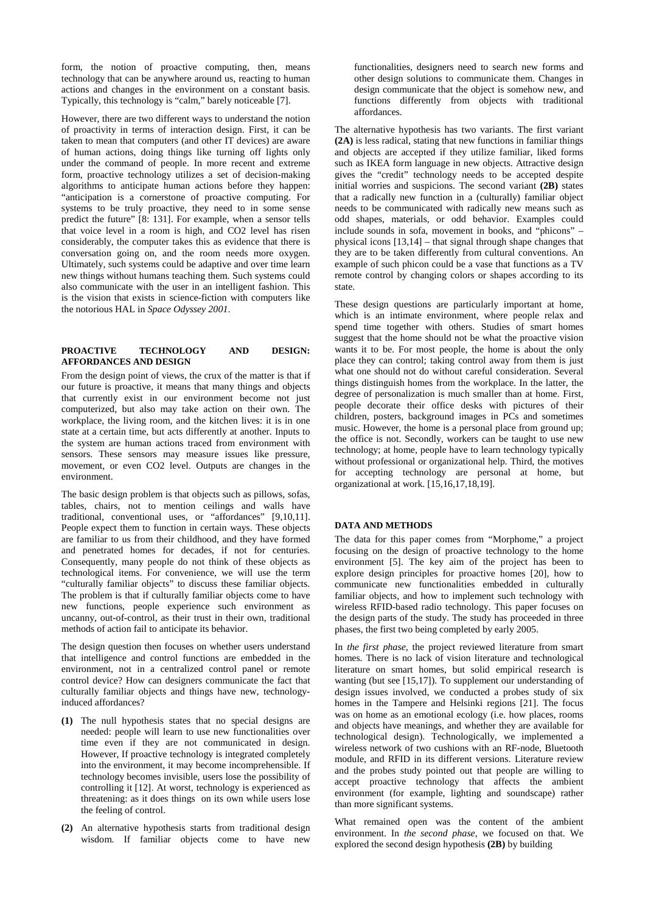form, the notion of proactive computing, then, means technology that can be anywhere around us, reacting to human actions and changes in the environment on a constant basis. Typically, this technology is "calm," barely noticeable [7].

However, there are two different ways to understand the notion of proactivity in terms of interaction design. First, it can be taken to mean that computers (and other IT devices) are aware of human actions, doing things like turning off lights only under the command of people. In more recent and extreme form, proactive technology utilizes a set of decision-making algorithms to anticipate human actions before they happen: "anticipation is a cornerstone of proactive computing. For systems to be truly proactive, they need to in some sense predict the future" [8: 131]. For example, when a sensor tells that voice level in a room is high, and CO2 level has risen considerably, the computer takes this as evidence that there is conversation going on, and the room needs more oxygen. Ultimately, such systems could be adaptive and over time learn new things without humans teaching them. Such systems could also communicate with the user in an intelligent fashion. This is the vision that exists in science-fiction with computers like the notorious HAL in *Space Odyssey 2001*.

## PROACTIVE TECHNOLOGY AND DESIGN: AFFORDANCES AND DESIGN

From the design point of views, the crux of the matter is that if our future is proactive, it means that many things and objects that currently exist in our environment become not just computerized, but also may take action on their own. The workplace, the living room, and the kitchen lives: it is in one state at a certain time, but acts differently at another. Inputs to the system are human actions traced from environment with sensors. These sensors may measure issues like pressure, movement, or even CO2 level. Outputs are changes in the environment.

The basic design problem is that objects such as pillows, sofas, tables, chairs, not to mention ceilings and walls have traditional, conventional uses, or "affordances" [9,10,11]. People expect them to function in certain ways. These objects are familiar to us from their childhood, and they have formed and penetrated homes for decades, if not for centuries. Consequently, many people do not think of these objects as technological items. For convenience, we will use the term "culturally familiar objects" to discuss these familiar objects. The problem is that if culturally familiar objects come to have new functions, people experience such environment as uncanny, out-of-control, as their trust in their own, traditional methods of action fail to anticipate its behavior.

The design question then focuses on whether users understand that intelligence and control functions are embedded in the environment, not in a centralized control panel or remote control device? How can designers communicate the fact that culturally familiar objects and things have new, technology-induced affordances?

**(1)** The null hypothesis states that no special designs are needed: people will learn to use new functionalities over time even if they are not communicated in design. However, If proactive technology is integrated completely into the environment, it may become incomprehensible. If technology becomes invisible, users lose the possibility of controlling it [12]. At worst, technology is experienced as threatening: as it does things on its own while users lose the feeling of control.

**(2)** An alternative hypothesis starts from traditional design wisdom. If familiar objects come to have new functionalities, designers need to search new forms and other design solutions to communicate them. Changes in design communicate that the object is somehow new, and functions differently from objects with traditional affordances.

The alternative hypothesis has two variants. The first variant **(2A)** is less radical, stating that new functions in familiar things and objects are accepted if they utilize familiar, liked forms such as IKEA form language in new objects. Attractive design gives the "credit" technology needs to be accepted despite initial worries and suspicions. The second variant **(2B)** states that a radically new function in a (culturally) familiar object needs to be communicated with radically new means such as odd shapes, materials, or odd behavior. Examples could include sounds in sofa, movement in books, and "phicons" – physical icons [13,14] – that signal through shape changes that they are to be taken differently from cultural conventions. An example of such phicon could be a vase that functions as a TV remote control by changing colors or shapes according to its state.

These design questions are particularly important at home, which is an intimate environment, where people relax and spend time together with others. Studies of smart homes suggest that the home should not be what the proactive vision wants it to be. For most people, the home is about the only place they can control; taking control away from them is just what one should not do without careful consideration. Several things distinguish homes from the workplace. In the latter, the degree of personalization is much smaller than at home. First, people decorate their office desks with pictures of their children, posters, background images in PCs and sometimes music. However, the home is a personal place from ground up; the office is not. Secondly, workers can be taught to use new technology; at home, people have to learn technology typically without professional or organizational help. Third, the motives for accepting technology are personal at home, but organizational at work. [15,16,17,18,19].

## DATA AND METHODS

The data for this paper comes from "Morphome," a project focusing on the design of proactive technology to the home environment [5]. The key aim of the project has been to explore design principles for proactive homes [20], how to communicate new functionalities embedded in culturally familiar objects, and how to implement such technology with wireless RFID-based radio technology. This paper focuses on the design parts of the study. The study has proceeded in three phases, the first two being completed by early 2005.

In *the first phase*, the project reviewed literature from smart homes. There is no lack of vision literature and technological literature on smart homes, but solid empirical research is wanting (but see [15,17]). To supplement our understanding of design issues involved, we conducted a probes study of six homes in the Tampere and Helsinki regions [21]. The focus was on home as an emotional ecology (i.e. how places, rooms and objects have meanings, and whether they are available for technological design). Technologically, we implemented a wireless network of two cushions with an RF-node, Bluetooth module, and RFID in its different versions. Literature review and the probes study pointed out that people are willing to accept proactive technology that affects the ambient environment (for example, lighting and soundscape) rather than more significant systems.

What remained open was the content of the ambient environment. In *the second phase*, we focused on that. We explored the second design hypothesis **(2B)** by building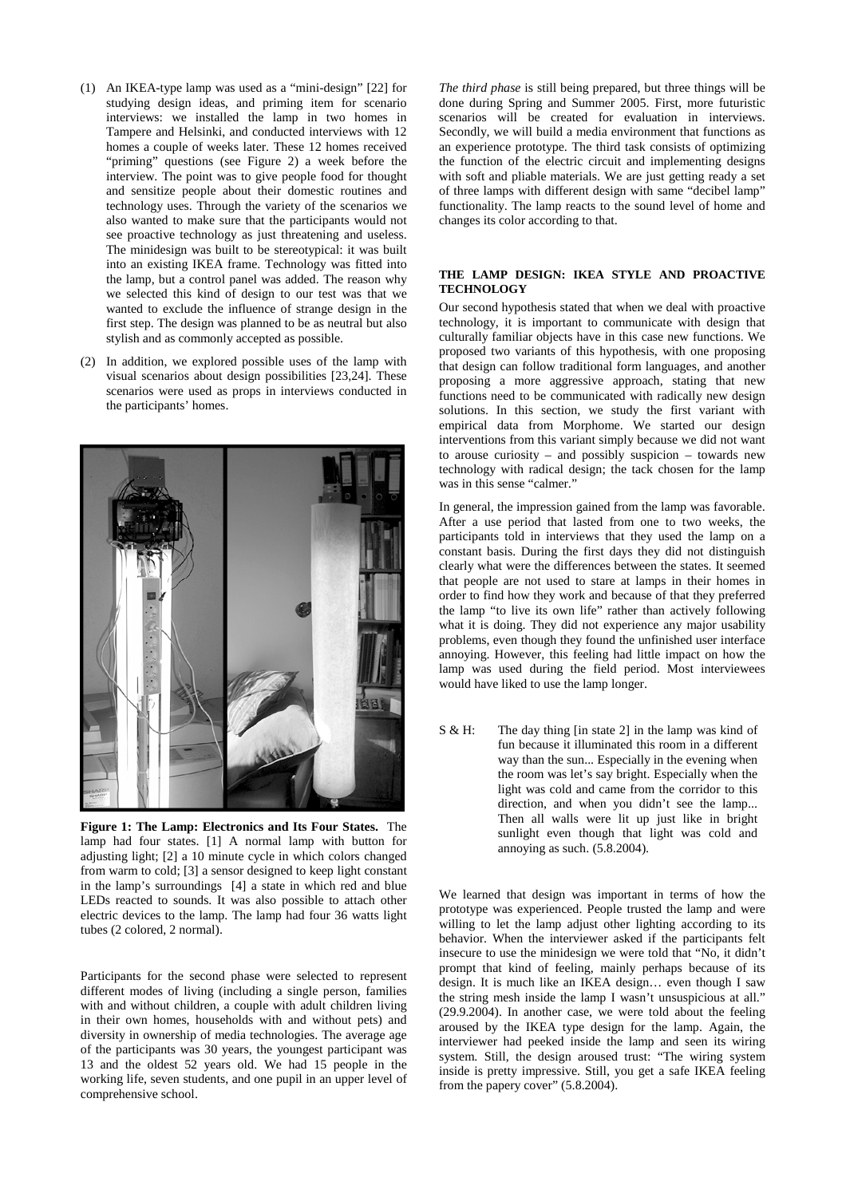(1) An IKEA-type lamp was used as a "mini-design" [22] for studying design ideas, and priming item for scenario interviews: we installed the lamp in two homes in Tampere and Helsinki, and conducted interviews with 12 homes a couple of weeks later. These 12 homes received "priming" questions (see Figure 2) a week before the interview. The point was to give people food for thought and sensitize people about their domestic routines and technology uses. Through the variety of the scenarios we also wanted to make sure that the participants would not see proactive technology as just threatening and useless. The minidesign was built to be stereotypical: it was built into an existing IKEA frame. Technology was fitted into the lamp, but a control panel was added. The reason why we selected this kind of design to our test was that we wanted to exclude the influence of strange design in the first step. The design was planned to be as neutral but also stylish and as commonly accepted as possible.

(2) In addition, we explored possible uses of the lamp with visual scenarios about design possibilities [23,24]. These scenarios were used as props in interviews conducted in the participants' homes.

**Figure 1: The Lamp: Electronics and Its Four States.** The lamp had four states. [1] A normal lamp with button for adjusting light; [2] a 10 minute cycle in which colors changed from warm to cold; [3] a sensor designed to keep light constant in the lamp's surroundings [4] a state in which red and blue LEDs reacted to sounds. It was also possible to attach other electric devices to the lamp. The lamp had four 36 watts light tubes (2 colored, 2 normal).

Participants for the second phase were selected to represent different modes of living (including a single person, families with and without children, a couple with adult children living in their own homes, households with and without pets) and diversity in ownership of media technologies. The average age of the participants was 30 years, the youngest participant was 13 and the oldest 52 years old. We had 15 people in the working life, seven students, and one pupil in an upper level of comprehensive school.

*The third phase* is still being prepared, but three things will be done during Spring and Summer 2005. First, more futuristic scenarios will be created for evaluation in interviews. Secondly, we will build a media environment that functions as an experience prototype. The third task consists of optimizing the function of the electric circuit and implementing designs with soft and pliable materials. We are just getting ready a set of three lamps with different design with same "decibel lamp" functionality. The lamp reacts to the sound level of home and changes its color according to that.

#### THE LAMP DESIGN: IKEA STYLE AND PROACTIVE TECHNOLOGY

Our second hypothesis stated that when we deal with proactive technology, it is important to communicate with design that culturally familiar objects have in this case new functions. We proposed two variants of this hypothesis, with one proposing that design can follow traditional form languages, and another proposing a more aggressive approach, stating that new functions need to be communicated with radically new design solutions. In this section, we study the first variant with empirical data from Morphome. We started our design interventions from this variant simply because we did not want to arouse curiosity – and possibly suspicion – towards new technology with radical design; the tack chosen for the lamp was in this sense "calmer."

In general, the impression gained from the lamp was favorable. After a use period that lasted from one to two weeks, the participants told in interviews that they used the lamp on a constant basis. During the first days they did not distinguish clearly what were the differences between the states. It seemed that people are not used to stare at lamps in their homes in order to find how they work and because of that they preferred the lamp "to live its own life" rather than actively following what it is doing. They did not experience any major usability problems, even though they found the unfinished user interface annoying. However, this feeling had little impact on how the lamp was used during the field period. Most interviewees would have liked to use the lamp longer.

S & H: The day thing [in state 2] in the lamp was kind of fun because it illuminated this room in a different way than the sun... Especially in the evening when the room was let's say bright. Especially when the light was cold and came from the corridor to this direction, and when you didn't see the lamp... Then all walls were lit up just like in bright sunlight even though that light was cold and annoying as such. (5.8.2004).

We learned that design was important in terms of how the prototype was experienced. People trusted the lamp and were willing to let the lamp adjust other lighting according to its behavior. When the interviewer asked if the participants felt insecure to use the minidesign we were told that "No, it didn't prompt that kind of feeling, mainly perhaps because of its design. It is much like an IKEA design… even though I saw the string mesh inside the lamp I wasn't unsuspicious at all." (29.9.2004). In another case, we were told about the feeling aroused by the IKEA type design for the lamp. Again, the interviewer had peeked inside the lamp and seen its wiring system. Still, the design aroused trust: "The wiring system inside is pretty impressive. Still, you get a safe IKEA feeling from the papery cover" (5.8.2004).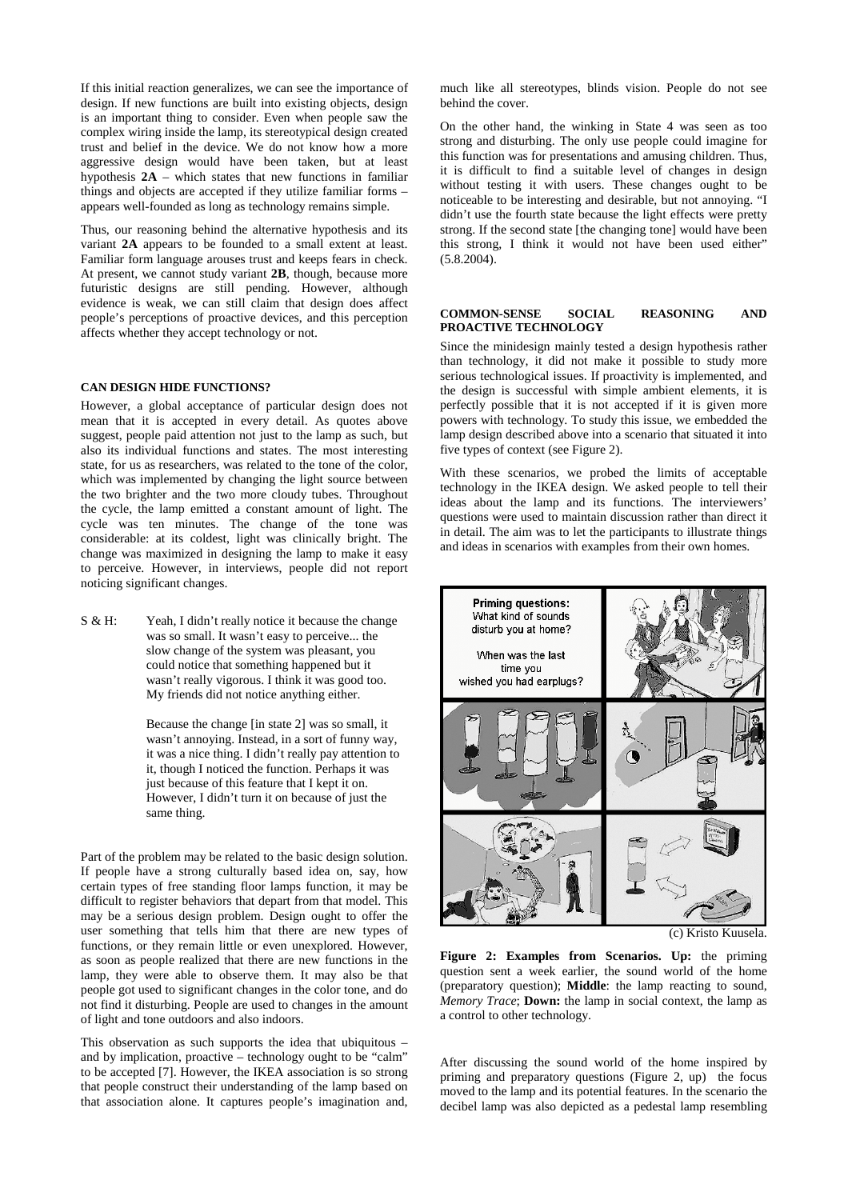If this initial reaction generalizes, we can see the importance of design. If new functions are built into existing objects, design is an important thing to consider. Even when people saw the complex wiring inside the lamp, its stereotypical design created trust and belief in the device. We do not know how a more aggressive design would have been taken, but at least hypothesis **2A** – which states that new functions in familiar things and objects are accepted if they utilize familiar forms – appears well-founded as long as technology remains simple.

Thus, our reasoning behind the alternative hypothesis and its variant **2A** appears to be founded to a small extent at least. Familiar form language arouses trust and keeps fears in check. At present, we cannot study variant **2B**, though, because more futuristic designs are still pending. However, although evidence is weak, we can still claim that design does affect people's perceptions of proactive devices, and this perception affects whether they accept technology or not.

## CAN DESIGN HIDE FUNCTIONS?

However, a global acceptance of particular design does not mean that it is accepted in every detail. As quotes above suggest, people paid attention not just to the lamp as such, but also its individual functions and states. The most interesting state, for us as researchers, was related to the tone of the color, which was implemented by changing the light source between the two brighter and the two more cloudy tubes. Throughout the cycle, the lamp emitted a constant amount of light. The cycle was ten minutes. The change of the tone was considerable: at its coldest, light was clinically bright. The change was maximized in designing the lamp to make it easy to perceive. However, in interviews, people did not report noticing significant changes.

S & H: Yeah, I didn't really notice it because the change was so small. It wasn't easy to perceive... the slow change of the system was pleasant, you could notice that something happened but it wasn't really vigorous. I think it was good too. My friends did not notice anything either.

Because the change [in state 2] was so small, it wasn't annoying. Instead, in a sort of funny way, it was a nice thing. I didn't really pay attention to it, though I noticed the function. Perhaps it was just because of this feature that I kept it on. However, I didn't turn it on because of just the same thing.

Part of the problem may be related to the basic design solution. If people have a strong culturally based idea on, say, how certain types of free standing floor lamps function, it may be difficult to register behaviors that depart from that model. This may be a serious design problem. Design ought to offer the user something that tells him that there are new types of functions, or they remain little or even unexplored. However, as soon as people realized that there are new functions in the lamp, they were able to observe them. It may also be that people got used to significant changes in the color tone, and do not find it disturbing. People are used to changes in the amount of light and tone outdoors and also indoors.

This observation as such supports the idea that ubiquitous – and by implication, proactive – technology ought to be "calm" to be accepted [7]. However, the IKEA association is so strong that people construct their understanding of the lamp based on that association alone. It captures people's imagination and, much like all stereotypes, blinds vision. People do not see behind the cover.

On the other hand, the winking in State 4 was seen as too strong and disturbing. The only use people could imagine for this function was for presentations and amusing children. Thus, it is difficult to find a suitable level of changes in design without testing it with users. These changes ought to be noticeable to be interesting and desirable, but not annoying. "I didn't use the fourth state because the light effects were pretty strong. If the second state [the changing tone] would have been this strong, I think it would not have been used either" (5.8.2004).

## COMMON-SENSE SOCIAL REASONING AND PROACTIVE TECHNOLOGY

Since the minidesign mainly tested a design hypothesis rather than technology, it did not make it possible to study more serious technological issues. If proactivity is implemented, and the design is successful with simple ambient elements, it is perfectly possible that it is not accepted if it is given more powers with technology. To study this issue, we embedded the lamp design described above into a scenario that situated it into five types of context (see Figure 2).

With these scenarios, we probed the limits of acceptable technology in the IKEA design. We asked people to tell their ideas about the lamp and its functions. The interviewers' questions were used to maintain discussion rather than direct it in detail. The aim was to let the participants to illustrate things and ideas in scenarios with examples from their own homes.

(c) Kristo Kuusela.

**Figure 2: Examples from Scenarios. Up:** the priming question sent a week earlier, the sound world of the home (preparatory question); **Middle**: the lamp reacting to sound, *Memory Trace*; **Down:** the lamp in social context, the lamp as a control to other technology.

After discussing the sound world of the home inspired by priming and preparatory questions (Figure 2, up) the focus moved to the lamp and its potential features. In the scenario the decibel lamp was also depicted as a pedestal lamp resembling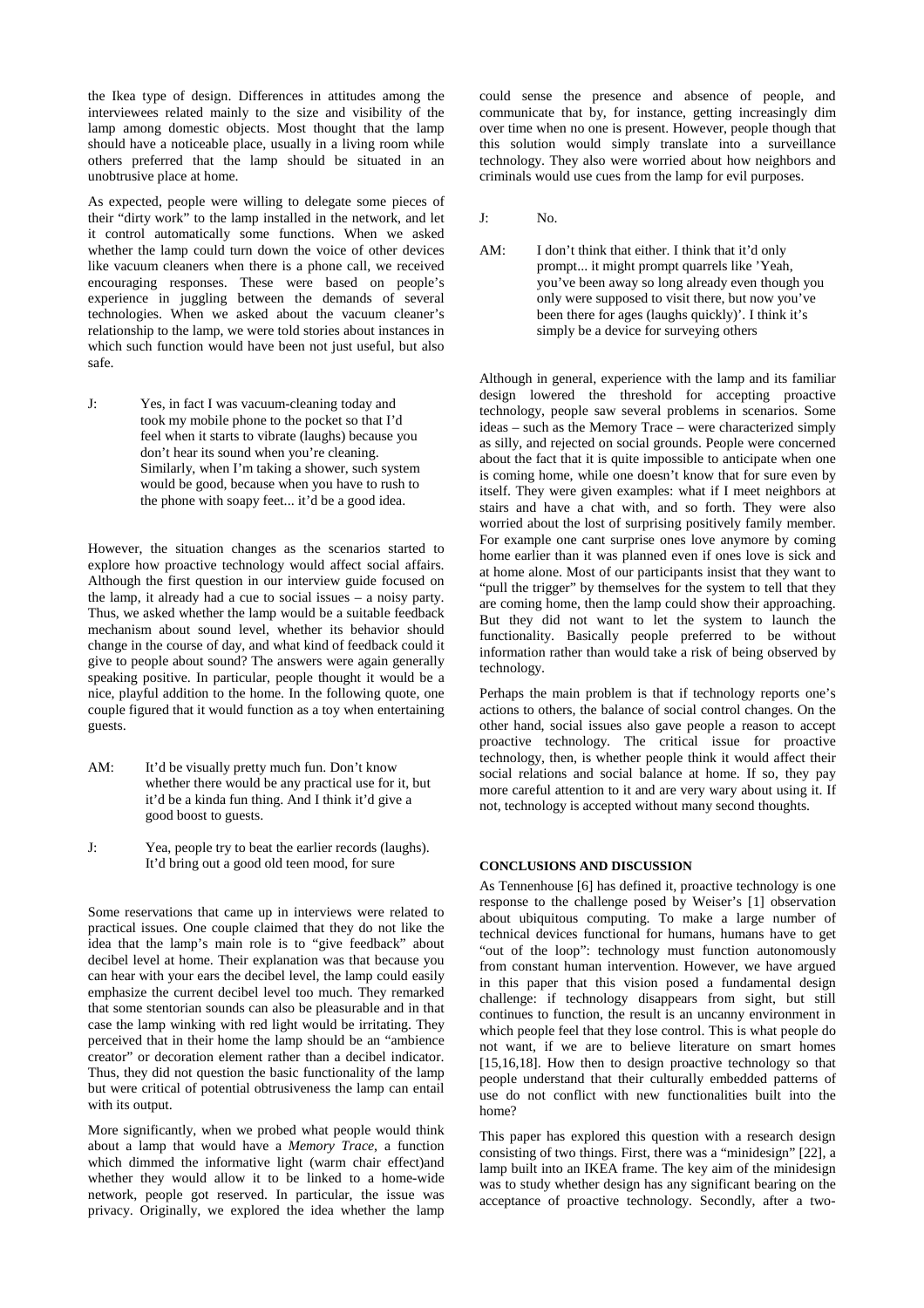the Ikea type of design. Differences in attitudes among the interviewees related mainly to the size and visibility of the lamp among domestic objects. Most thought that the lamp should have a noticeable place, usually in a living room while others preferred that the lamp should be situated in an unobtrusive place at home.

As expected, people were willing to delegate some pieces of their "dirty work" to the lamp installed in the network, and let it control automatically some functions. When we asked whether the lamp could turn down the voice of other devices like vacuum cleaners when there is a phone call, we received encouraging responses. These were based on people's experience in juggling between the demands of several technologies. When we asked about the vacuum cleaner's relationship to the lamp, we were told stories about instances in which such function would have been not just useful, but also safe.

> J: Yes, in fact I was vacuum-cleaning today and took my mobile phone to the pocket so that I'd feel when it starts to vibrate (laughs) because you don't hear its sound when you're cleaning. Similarly, when I'm taking a shower, such system would be good, because when you have to rush to the phone with soapy feet... it'd be a good idea.

However, the situation changes as the scenarios started to explore how proactive technology would affect social affairs. Although the first question in our interview guide focused on the lamp, it already had a cue to social issues – a noisy party. Thus, we asked whether the lamp would be a suitable feedback mechanism about sound level, whether its behavior should change in the course of day, and what kind of feedback could it give to people about sound? The answers were again generally speaking positive. In particular, people thought it would be a nice, playful addition to the home. In the following quote, one couple figured that it would function as a toy when entertaining guests.

> AM: It'd be visually pretty much fun. Don't know whether there would be any practical use for it, but it'd be a kinda fun thing. And I think it'd give a good boost to guests.
>
> J: Yea, people try to beat the earlier records (laughs). It'd bring out a good old teen mood, for sure

Some reservations that came up in interviews were related to practical issues. One couple claimed that they do not like the idea that the lamp's main role is to "give feedback" about decibel level at home. Their explanation was that because you can hear with your ears the decibel level, the lamp could easily emphasize the current decibel level too much. They remarked that some stentorian sounds can also be pleasurable and in that case the lamp winking with red light would be irritating. They perceived that in their home the lamp should be an "ambience creator" or decoration element rather than a decibel indicator. Thus, they did not question the basic functionality of the lamp but were critical of potential obtrusiveness the lamp can entail with its output.

More significantly, when we probed what people would think about a lamp that would have a *Memory Trace*, a function which dimmed the informative light (warm chair effect)and whether they would allow it to be linked to a home-wide network, people got reserved. In particular, the issue was privacy. Originally, we explored the idea whether the lamp could sense the presence and absence of people, and communicate that by, for instance, getting increasingly dim over time when no one is present. However, people though that this solution would simply translate into a surveillance technology. They also were worried about how neighbors and criminals would use cues from the lamp for evil purposes.

> J: No.
>
> AM: I don't think that either. I think that it'd only prompt... it might prompt quarrels like 'Yeah, you've been away so long already even though you only were supposed to visit there, but now you've been there for ages (laughs quickly)'. I think it's simply be a device for surveying others

Although in general, experience with the lamp and its familiar design lowered the threshold for accepting proactive technology, people saw several problems in scenarios. Some ideas – such as the Memory Trace – were characterized simply as silly, and rejected on social grounds. People were concerned about the fact that it is quite impossible to anticipate when one is coming home, while one doesn't know that for sure even by itself. They were given examples: what if I meet neighbors at stairs and have a chat with, and so forth. They were also worried about the lost of surprising positively family member. For example one cant surprise ones love anymore by coming home earlier than it was planned even if ones love is sick and at home alone. Most of our participants insist that they want to "pull the trigger" by themselves for the system to tell that they are coming home, then the lamp could show their approaching. But they did not want to let the system to launch the functionality. Basically people preferred to be without information rather than would take a risk of being observed by technology.

Perhaps the main problem is that if technology reports one's actions to others, the balance of social control changes. On the other hand, social issues also gave people a reason to accept proactive technology. The critical issue for proactive technology, then, is whether people think it would affect their social relations and social balance at home. If so, they pay more careful attention to it and are very wary about using it. If not, technology is accepted without many second thoughts.

## CONCLUSIONS AND DISCUSSION

As Tennenhouse [6] has defined it, proactive technology is one response to the challenge posed by Weiser's [1] observation about ubiquitous computing. To make a large number of technical devices functional for humans, humans have to get "out of the loop": technology must function autonomously from constant human intervention. However, we have argued in this paper that this vision posed a fundamental design challenge: if technology disappears from sight, but still continues to function, the result is an uncanny environment in which people feel that they lose control. This is what people do not want, if we are to believe literature on smart homes [15,16,18]. How then to design proactive technology so that people understand that their culturally embedded patterns of use do not conflict with new functionalities built into the home?

This paper has explored this question with a research design consisting of two things. First, there was a "minidesign" [22], a lamp built into an IKEA frame. The key aim of the minidesign was to study whether design has any significant bearing on the acceptance of proactive technology. Secondly, after a two-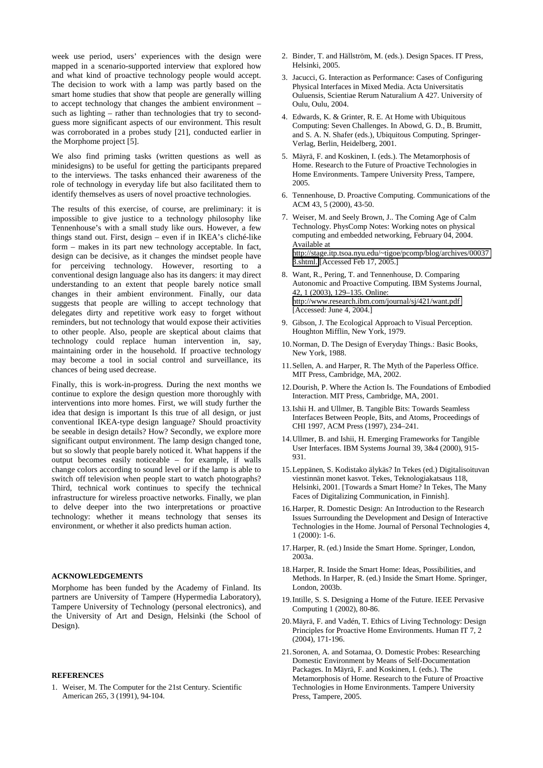week use period, users' experiences with the design were mapped in a scenario-supported interview that explored how and what kind of proactive technology people would accept. The decision to work with a lamp was partly based on the smart home studies that show that people are generally willing to accept technology that changes the ambient environment – such as lighting – rather than technologies that try to second-guess more significant aspects of our environment. This result was corroborated in a probes study [21], conducted earlier in the Morphome project [5].

We also find priming tasks (written questions as well as minidesigns) to be useful for getting the participants prepared to the interviews. The tasks enhanced their awareness of the role of technology in everyday life but also facilitated them to identify themselves as users of novel proactive technologies.

The results of this exercise, of course, are preliminary: it is impossible to give justice to a technology philosophy like Tennenhouse's with a small study like ours. However, a few things stand out. First, design – even if in IKEA's cliché-like form – makes in its part new technology acceptable. In fact, design can be decisive, as it changes the mindset people have for perceiving technology. However, resorting to a conventional design language also has its dangers: it may direct understanding to an extent that people barely notice small changes in their ambient environment. Finally, our data suggests that people are willing to accept technology that delegates dirty and repetitive work easy to forget without reminders, but not technology that would expose their activities to other people. Also, people are skeptical about claims that technology could replace human intervention in, say, maintaining order in the household. If proactive technology may become a tool in social control and surveillance, its chances of being used decrease.

Finally, this is work-in-progress. During the next months we continue to explore the design question more thoroughly with interventions into more homes. First, we will study further the idea that design is important Is this true of all design, or just conventional IKEA-type design language? Should proactivity be seeable in design details? How? Secondly, we explore more significant output environment. The lamp design changed tone, but so slowly that people barely noticed it. What happens if the output becomes easily noticeable – for example, if walls change colors according to sound level or if the lamp is able to switch off television when people start to watch photographs? Third, technical work continues to specify the technical infrastructure for wireless proactive networks. Finally, we plan to delve deeper into the two interpretations or proactive technology: whether it means technology that senses its environment, or whether it also predicts human action.

## ACKNOWLEDGEMENTS

Morphome has been funded by the Academy of Finland. Its partners are University of Tampere (Hypermedia Laboratory), Tampere University of Technology (personal electronics), and the University of Art and Design, Helsinki (the School of Design).

## REFERENCES

1. Weiser, M. The Computer for the 21st Century. Scientific American 265, 3 (1991), 94-104.
2. Binder, T. and Hällström, M. (eds.). Design Spaces. IT Press, Helsinki, 2005.
3. Jacucci, G. Interaction as Performance: Cases of Configuring Physical Interfaces in Mixed Media. Acta Universitatis Ouluensis, Scientiae Rerum Naturalium A 427. University of Oulu, Oulu, 2004.
4. Edwards, K. & Grinter, R. E. At Home with Ubiquitous Computing: Seven Challenges. In Abowd, G. D., B. Brumitt, and S. A. N. Shafer (eds.), Ubiquitous Computing. Springer-Verlag, Berlin, Heidelberg, 2001.
5. Mäyrä, F. and Koskinen, I. (eds.). The Metamorphosis of Home. Research to the Future of Proactive Technologies in Home Environments. Tampere University Press, Tampere, 2005.
6. Tennenhouse, D. Proactive Computing. Communications of the ACM 43, 5 (2000), 43-50.
7. Weiser, M. and Seely Brown, J.. The Coming Age of Calm Technology. PhysComp Notes: Working notes on physical computing and embedded networking, February 04, 2004. Available at http://stage.itp.tsoa.nyu.edu/~tigoe/pcomp/blog/archives/000373.shtml. [Accessed Feb 17, 2005.]
8. Want, R., Pering, T. and Tennenhouse, D. Comparing Autonomic and Proactive Computing. IBM Systems Journal, 42, 1 (2003), 129–135. Online: http://www.research.ibm.com/journal/sj/421/want.pdf [Accessed: June 4, 2004.]
9. Gibson, J. The Ecological Approach to Visual Perception. Houghton Mifflin, New York, 1979.
10. Norman, D. The Design of Everyday Things.: Basic Books, New York, 1988.
11. Sellen, A. and Harper, R. The Myth of the Paperless Office. MIT Press, Cambridge, MA, 2002.
12. Dourish, P. Where the Action Is. The Foundations of Embodied Interaction. MIT Press, Cambridge, MA, 2001.
13. Ishii H. and Ullmer, B. Tangible Bits: Towards Seamless Interfaces Between People, Bits, and Atoms, Proceedings of CHI 1997, ACM Press (1997), 234–241.
14. Ullmer, B. and Ishii, H. Emerging Frameworks for Tangible User Interfaces. IBM Systems Journal 39, 3&4 (2000), 915-931.
15. Leppänen, S. Kodistako älykäs? In Tekes (ed.) Digitalisoituvan viestinnän monet kasvot. Tekes, Teknologiakatsaus 118, Helsinki, 2001. [Towards a Smart Home? In Tekes, The Many Faces of Digitalizing Communication, in Finnish].
16. Harper, R. Domestic Design: An Introduction to the Research Issues Surrounding the Development and Design of Interactive Technologies in the Home. Journal of Personal Technologies 4, 1 (2000): 1-6.
17. Harper, R. (ed.) Inside the Smart Home. Springer, London, 2003a.
18. Harper, R. Inside the Smart Home: Ideas, Possibilities, and Methods. In Harper, R. (ed.) Inside the Smart Home. Springer, London, 2003b.
19. Intille, S. S. Designing a Home of the Future. IEEE Pervasive Computing 1 (2002), 80-86.
20. Mäyrä, F. and Vadén, T. Ethics of Living Technology: Design Principles for Proactive Home Environments. Human IT 7, 2 (2004), 171-196.
21. Soronen, A. and Sotamaa, O. Domestic Probes: Researching Domestic Environment by Means of Self-Documentation Packages. In Mäyrä, F. and Koskinen, I. (eds.). The Metamorphosis of Home. Research to the Future of Proactive Technologies in Home Environments. Tampere University Press, Tampere, 2005.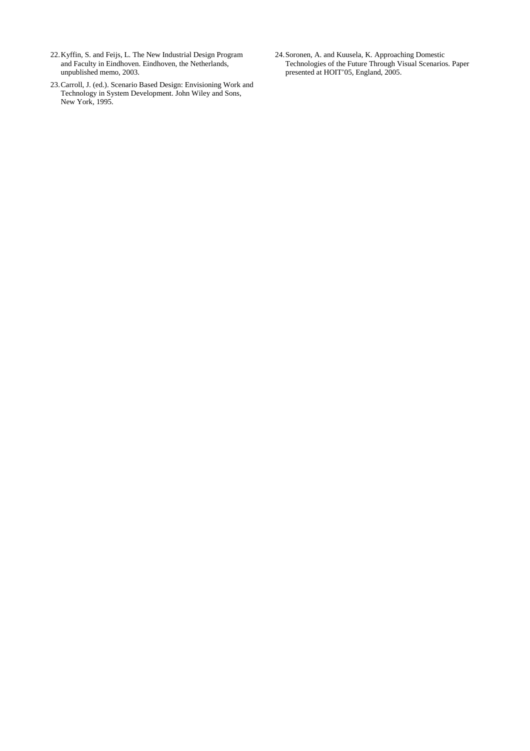22. Kyffin, S. and Feijs, L. The New Industrial Design Program and Faculty in Eindhoven. Eindhoven, the Netherlands, unpublished memo, 2003.

23. Carroll, J. (ed.). Scenario Based Design: Envisioning Work and Technology in System Development. John Wiley and Sons, New York, 1995.

24. Soronen, A. and Kuusela, K. Approaching Domestic Technologies of the Future Through Visual Scenarios. Paper presented at HOIT'05, England, 2005.